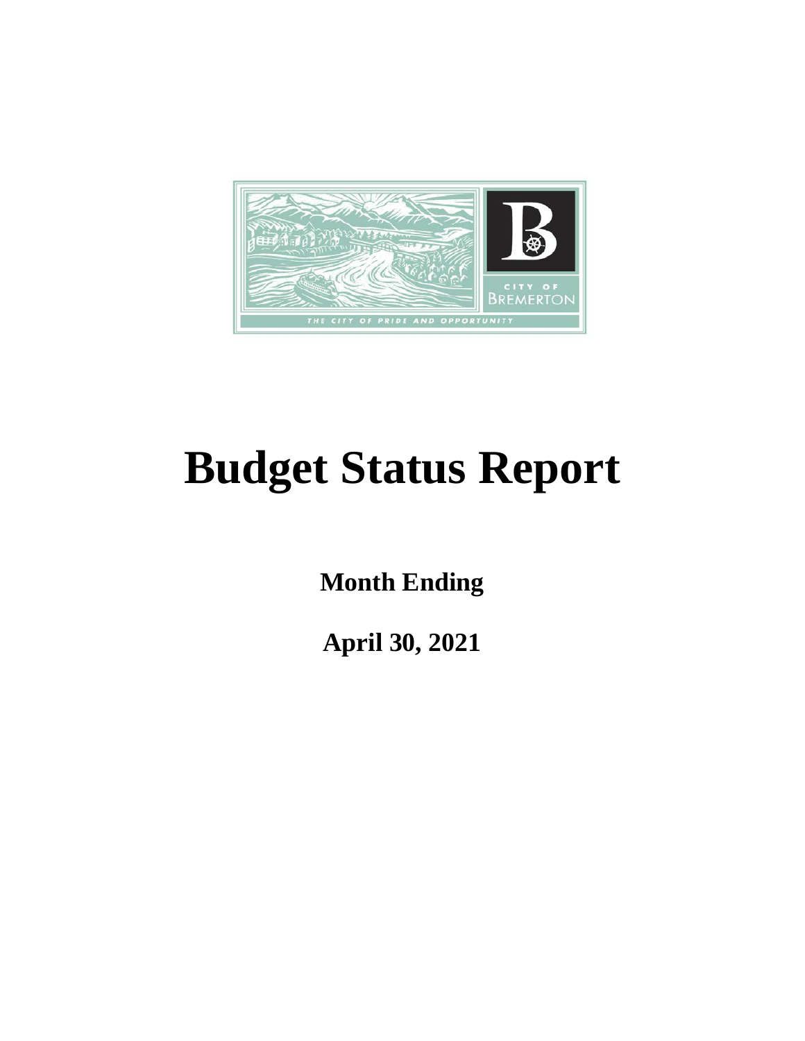# Budget Status Report

**Month Ending**

**April 30, 2021**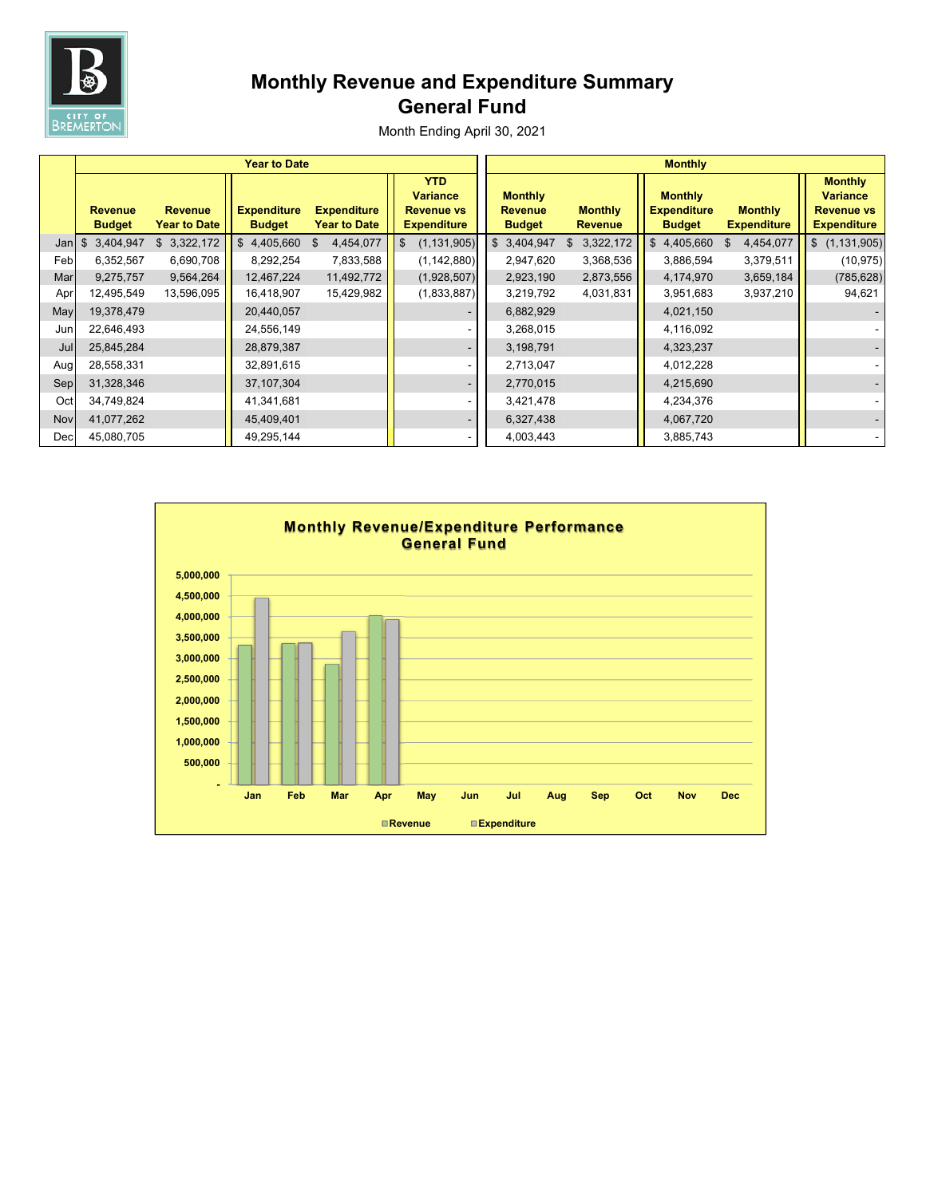# Monthly Revenue and Expenditure Summary

## General Fund

Month Ending April 30, 2021

| | Year to Date | | | | | Monthly | | | | |
|---|---|---|---|---|---|---|---|---|---|---|
| | Revenue Budget | Revenue Year to Date | Expenditure Budget | Expenditure Year to Date | YTD Variance Revenue vs Expenditure | Monthly Revenue Budget | Monthly Revenue | Monthly Expenditure Budget | Monthly Expenditure | Monthly Variance Revenue vs Expenditure |
| Jan | $ 3,404,947 | $ 3,322,172 | $ 4,405,660 | $ 4,454,077 | $ (1,131,905) | $ 3,404,947 | $ 3,322,172 | $ 4,405,660 | $ 4,454,077 | $ (1,131,905) |
| Feb | 6,352,567 | 6,690,708 | 8,292,254 | 7,833,588 | (1,142,880) | 2,947,620 | 3,368,536 | 3,886,594 | 3,379,511 | (10,975) |
| Mar | 9,275,757 | 9,564,264 | 12,467,224 | 11,492,772 | (1,928,507) | 2,923,190 | 2,873,556 | 4,174,970 | 3,659,184 | (785,628) |
| Apr | 12,495,549 | 13,596,095 | 16,418,907 | 15,429,982 | (1,833,887) | 3,219,792 | 4,031,831 | 3,951,683 | 3,937,210 | 94,621 |
| May | 19,378,479 | | 20,440,057 | | - | 6,882,929 | | 4,021,150 | | - |
| Jun | 22,646,493 | | 24,556,149 | | - | 3,268,015 | | 4,116,092 | | - |
| Jul | 25,845,284 | | 28,879,387 | | - | 3,198,791 | | 4,323,237 | | - |
| Aug | 28,558,331 | | 32,891,615 | | - | 2,713,047 | | 4,012,228 | | - |
| Sep | 31,328,346 | | 37,107,304 | | - | 2,770,015 | | 4,215,690 | | - |
| Oct | 34,749,824 | | 41,341,681 | | - | 3,421,478 | | 4,234,376 | | - |
| Nov | 41,077,262 | | 45,409,401 | | - | 6,327,438 | | 4,067,720 | | - |
| Dec | 45,080,705 | | 49,295,144 | | - | 4,003,443 | | 3,885,743 | | - |

**Monthly Revenue/Expenditure Performance**
**General Fund**

Revenue / Expenditure (Jan–Dec), scale 0 – 5,000,000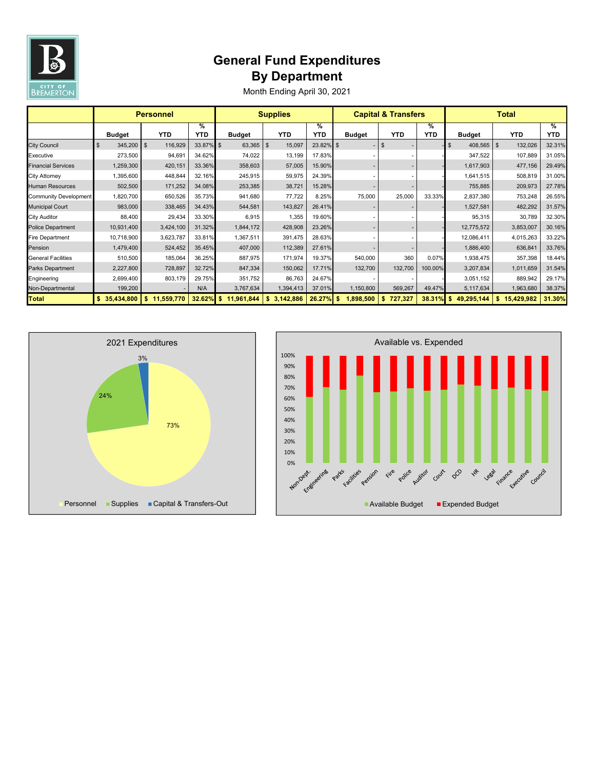# General Fund Expenditures
## By Department

Month Ending April 30, 2021

| | Personnel | | | Supplies | | | Capital & Transfers | | | Total | | |
|---|---|---|---|---|---|---|---|---|---|---|---|---|
| | Budget | YTD | % YTD | Budget | YTD | % YTD | Budget | YTD | % YTD | Budget | YTD | % YTD |
| City Council | $ 345,200 | $ 116,929 | 33.87% | $ 63,365 | $ 15,097 | 23.82% | $ - | $ - | - | $ 408,565 | $ 132,026 | 32.31% |
| Executive | 273,500 | 94,691 | 34.62% | 74,022 | 13,199 | 17.83% | - | - | - | 347,522 | 107,889 | 31.05% |
| Financial Services | 1,259,300 | 420,151 | 33.36% | 358,603 | 57,005 | 15.90% | - | - | - | 1,617,903 | 477,156 | 29.49% |
| City Attorney | 1,395,600 | 448,844 | 32.16% | 245,915 | 59,975 | 24.39% | - | - | - | 1,641,515 | 508,819 | 31.00% |
| Human Resources | 502,500 | 171,252 | 34.08% | 253,385 | 38,721 | 15.28% | - | - | - | 755,885 | 209,973 | 27.78% |
| Community Development | 1,820,700 | 650,526 | 35.73% | 941,680 | 77,722 | 8.25% | 75,000 | 25,000 | 33.33% | 2,837,380 | 753,248 | 26.55% |
| Municipal Court | 983,000 | 338,465 | 34.43% | 544,581 | 143,827 | 26.41% | - | - | - | 1,527,581 | 482,292 | 31.57% |
| City Auditor | 88,400 | 29,434 | 33.30% | 6,915 | 1,355 | 19.60% | - | - | - | 95,315 | 30,789 | 32.30% |
| Police Department | 10,931,400 | 3,424,100 | 31.32% | 1,844,172 | 428,908 | 23.26% | - | - | - | 12,775,572 | 3,853,007 | 30.16% |
| Fire Department | 10,718,900 | 3,623,787 | 33.81% | 1,367,511 | 391,475 | 28.63% | - | - | - | 12,086,411 | 4,015,263 | 33.22% |
| Pension | 1,479,400 | 524,452 | 35.45% | 407,000 | 112,389 | 27.61% | - | - | - | 1,886,400 | 636,841 | 33.76% |
| General Facilities | 510,500 | 185,064 | 36.25% | 887,975 | 171,974 | 19.37% | 540,000 | 360 | 0.07% | 1,938,475 | 357,398 | 18.44% |
| Parks Department | 2,227,800 | 728,897 | 32.72% | 847,334 | 150,062 | 17.71% | 132,700 | 132,700 | 100.00% | 3,207,834 | 1,011,659 | 31.54% |
| Engineering | 2,699,400 | 803,179 | 29.75% | 351,752 | 86,763 | 24.67% | - | - | - | 3,051,152 | 889,942 | 29.17% |
| Non-Departmental | 199,200 | - | N/A | 3,767,634 | 1,394,413 | 37.01% | 1,150,800 | 569,267 | 49.47% | 5,117,634 | 1,963,680 | 38.37% |
| **Total** | **$ 35,434,800** | **$ 11,559,770** | **32.62%** | **$ 11,961,844** | **$ 3,142,886** | **26.27%** | **$ 1,898,500** | **$ 727,327** | **38.31%** | **$ 49,295,144** | **$ 15,429,982** | **31.30%** |

2021 Expenditures

- Personnel: 73%
- Supplies: 24%
- Capital & Transfers-Out: 3%

Available vs. Expended

Departments: Non-Dept., Engineering, Parks, Facilities, Pension, Fire, Police, Auditor, Court, DCD, HR, Legal, Finance, Executive, Council

Legend: Available Budget, Expended Budget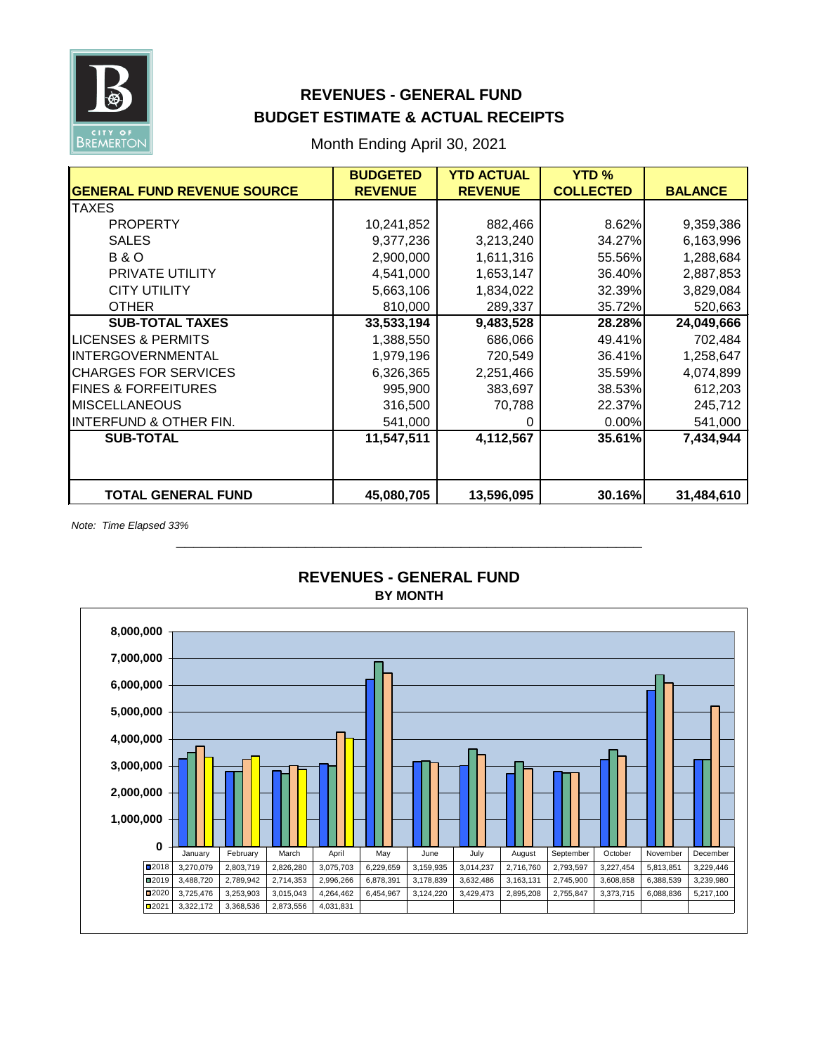# REVENUES - GENERAL FUND
## BUDGET ESTIMATE & ACTUAL RECEIPTS

Month Ending April 30, 2021

| GENERAL FUND REVENUE SOURCE | BUDGETED REVENUE | YTD ACTUAL REVENUE | YTD % COLLECTED | BALANCE |
|---|---|---|---|---|
| TAXES | | | | |
| PROPERTY | 10,241,852 | 882,466 | 8.62% | 9,359,386 |
| SALES | 9,377,236 | 3,213,240 | 34.27% | 6,163,996 |
| B & O | 2,900,000 | 1,611,316 | 55.56% | 1,288,684 |
| PRIVATE UTILITY | 4,541,000 | 1,653,147 | 36.40% | 2,887,853 |
| CITY UTILITY | 5,663,106 | 1,834,022 | 32.39% | 3,829,084 |
| OTHER | 810,000 | 289,337 | 35.72% | 520,663 |
| **SUB-TOTAL TAXES** | **33,533,194** | **9,483,528** | **28.28%** | **24,049,666** |
| LICENSES & PERMITS | 1,388,550 | 686,066 | 49.41% | 702,484 |
| INTERGOVERNMENTAL | 1,979,196 | 720,549 | 36.41% | 1,258,647 |
| CHARGES FOR SERVICES | 6,326,365 | 2,251,466 | 35.59% | 4,074,899 |
| FINES & FORFEITURES | 995,900 | 383,697 | 38.53% | 612,203 |
| MISCELLANEOUS | 316,500 | 70,788 | 22.37% | 245,712 |
| INTERFUND & OTHER FIN. | 541,000 | 0 | 0.00% | 541,000 |
| **SUB-TOTAL** | **11,547,511** | **4,112,567** | **35.61%** | **7,434,944** |
| **TOTAL GENERAL FUND** | **45,080,705** | **13,596,095** | **30.16%** | **31,484,610** |

*Note: Time Elapsed 33%*

## REVENUES - GENERAL FUND
### BY MONTH

| | January | February | March | April | May | June | July | August | September | October | November | December |
|---|---|---|---|---|---|---|---|---|---|---|---|---|
| 2018 | 3,270,079 | 2,803,719 | 2,826,280 | 3,075,703 | 6,229,659 | 3,159,935 | 3,014,237 | 2,716,760 | 2,793,597 | 3,227,454 | 5,813,851 | 3,229,446 |
| 2019 | 3,488,720 | 2,789,942 | 2,714,353 | 2,996,266 | 6,878,391 | 3,178,839 | 3,632,486 | 3,163,131 | 2,745,900 | 3,608,858 | 6,388,539 | 3,239,980 |
| 2020 | 3,725,476 | 3,253,903 | 3,015,043 | 4,264,462 | 6,454,967 | 3,124,220 | 3,429,473 | 2,895,208 | 2,755,847 | 3,373,715 | 6,088,836 | 5,217,100 |
| 2021 | 3,322,172 | 3,368,536 | 2,873,556 | 4,031,831 | | | | | | | | |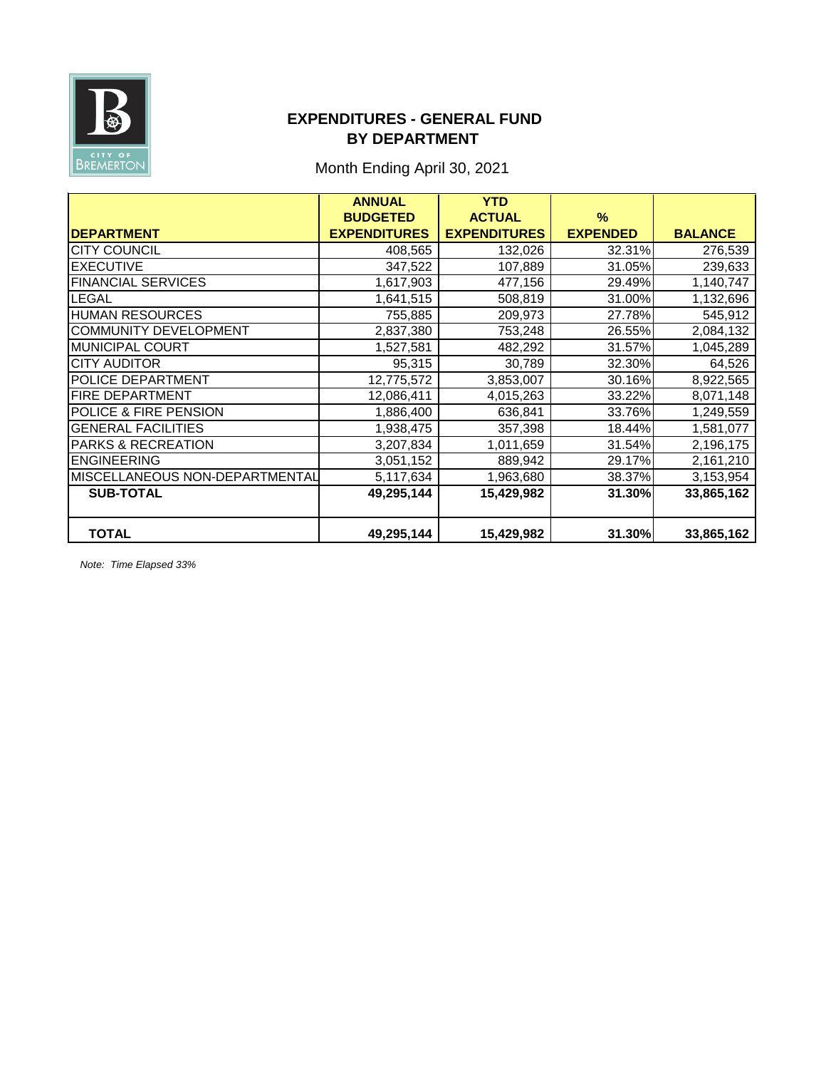# EXPENDITURES - GENERAL FUND
## BY DEPARTMENT

Month Ending April 30, 2021

| DEPARTMENT | ANNUAL BUDGETED EXPENDITURES | YTD ACTUAL EXPENDITURES | % EXPENDED | BALANCE |
|---|---|---|---|---|
| CITY COUNCIL | 408,565 | 132,026 | 32.31% | 276,539 |
| EXECUTIVE | 347,522 | 107,889 | 31.05% | 239,633 |
| FINANCIAL SERVICES | 1,617,903 | 477,156 | 29.49% | 1,140,747 |
| LEGAL | 1,641,515 | 508,819 | 31.00% | 1,132,696 |
| HUMAN RESOURCES | 755,885 | 209,973 | 27.78% | 545,912 |
| COMMUNITY DEVELOPMENT | 2,837,380 | 753,248 | 26.55% | 2,084,132 |
| MUNICIPAL COURT | 1,527,581 | 482,292 | 31.57% | 1,045,289 |
| CITY AUDITOR | 95,315 | 30,789 | 32.30% | 64,526 |
| POLICE DEPARTMENT | 12,775,572 | 3,853,007 | 30.16% | 8,922,565 |
| FIRE DEPARTMENT | 12,086,411 | 4,015,263 | 33.22% | 8,071,148 |
| POLICE & FIRE PENSION | 1,886,400 | 636,841 | 33.76% | 1,249,559 |
| GENERAL FACILITIES | 1,938,475 | 357,398 | 18.44% | 1,581,077 |
| PARKS & RECREATION | 3,207,834 | 1,011,659 | 31.54% | 2,196,175 |
| ENGINEERING | 3,051,152 | 889,942 | 29.17% | 2,161,210 |
| MISCELLANEOUS NON-DEPARTMENTAL | 5,117,634 | 1,963,680 | 38.37% | 3,153,954 |
| **SUB-TOTAL** | **49,295,144** | **15,429,982** | **31.30%** | **33,865,162** |
| **TOTAL** | **49,295,144** | **15,429,982** | **31.30%** | **33,865,162** |

*Note: Time Elapsed 33%*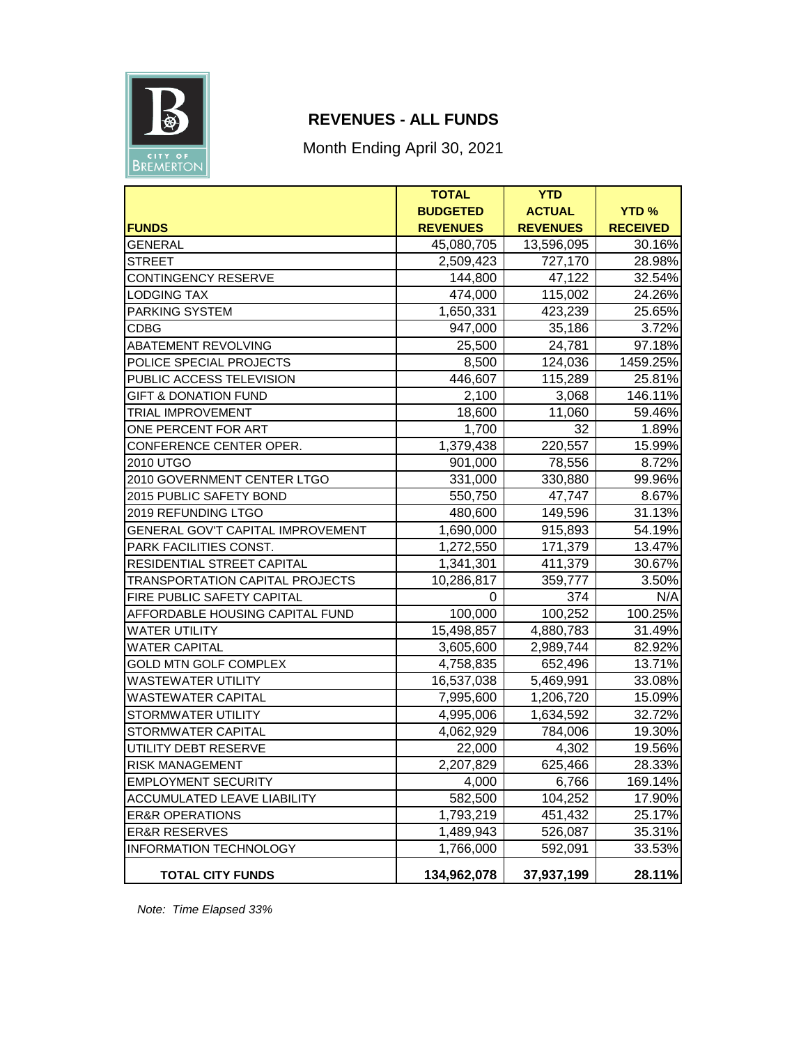# REVENUES - ALL FUNDS

Month Ending April 30, 2021

| FUNDS | TOTAL BUDGETED REVENUES | YTD ACTUAL REVENUES | YTD % RECEIVED |
|---|---|---|---|
| GENERAL | 45,080,705 | 13,596,095 | 30.16% |
| STREET | 2,509,423 | 727,170 | 28.98% |
| CONTINGENCY RESERVE | 144,800 | 47,122 | 32.54% |
| LODGING TAX | 474,000 | 115,002 | 24.26% |
| PARKING SYSTEM | 1,650,331 | 423,239 | 25.65% |
| CDBG | 947,000 | 35,186 | 3.72% |
| ABATEMENT REVOLVING | 25,500 | 24,781 | 97.18% |
| POLICE SPECIAL PROJECTS | 8,500 | 124,036 | 1459.25% |
| PUBLIC ACCESS TELEVISION | 446,607 | 115,289 | 25.81% |
| GIFT & DONATION FUND | 2,100 | 3,068 | 146.11% |
| TRIAL IMPROVEMENT | 18,600 | 11,060 | 59.46% |
| ONE PERCENT FOR ART | 1,700 | 32 | 1.89% |
| CONFERENCE CENTER OPER. | 1,379,438 | 220,557 | 15.99% |
| 2010 UTGO | 901,000 | 78,556 | 8.72% |
| 2010 GOVERNMENT CENTER LTGO | 331,000 | 330,880 | 99.96% |
| 2015 PUBLIC SAFETY BOND | 550,750 | 47,747 | 8.67% |
| 2019 REFUNDING LTGO | 480,600 | 149,596 | 31.13% |
| GENERAL GOV'T CAPITAL IMPROVEMENT | 1,690,000 | 915,893 | 54.19% |
| PARK FACILITIES CONST. | 1,272,550 | 171,379 | 13.47% |
| RESIDENTIAL STREET CAPITAL | 1,341,301 | 411,379 | 30.67% |
| TRANSPORTATION CAPITAL PROJECTS | 10,286,817 | 359,777 | 3.50% |
| FIRE PUBLIC SAFETY CAPITAL | 0 | 374 | N/A |
| AFFORDABLE HOUSING CAPITAL FUND | 100,000 | 100,252 | 100.25% |
| WATER UTILITY | 15,498,857 | 4,880,783 | 31.49% |
| WATER CAPITAL | 3,605,600 | 2,989,744 | 82.92% |
| GOLD MTN GOLF COMPLEX | 4,758,835 | 652,496 | 13.71% |
| WASTEWATER UTILITY | 16,537,038 | 5,469,991 | 33.08% |
| WASTEWATER CAPITAL | 7,995,600 | 1,206,720 | 15.09% |
| STORMWATER UTILITY | 4,995,006 | 1,634,592 | 32.72% |
| STORMWATER CAPITAL | 4,062,929 | 784,006 | 19.30% |
| UTILITY DEBT RESERVE | 22,000 | 4,302 | 19.56% |
| RISK MANAGEMENT | 2,207,829 | 625,466 | 28.33% |
| EMPLOYMENT SECURITY | 4,000 | 6,766 | 169.14% |
| ACCUMULATED LEAVE LIABILITY | 582,500 | 104,252 | 17.90% |
| ER&R OPERATIONS | 1,793,219 | 451,432 | 25.17% |
| ER&R RESERVES | 1,489,943 | 526,087 | 35.31% |
| INFORMATION TECHNOLOGY | 1,766,000 | 592,091 | 33.53% |
| **TOTAL CITY FUNDS** | **134,962,078** | **37,937,199** | **28.11%** |

*Note: Time Elapsed 33%*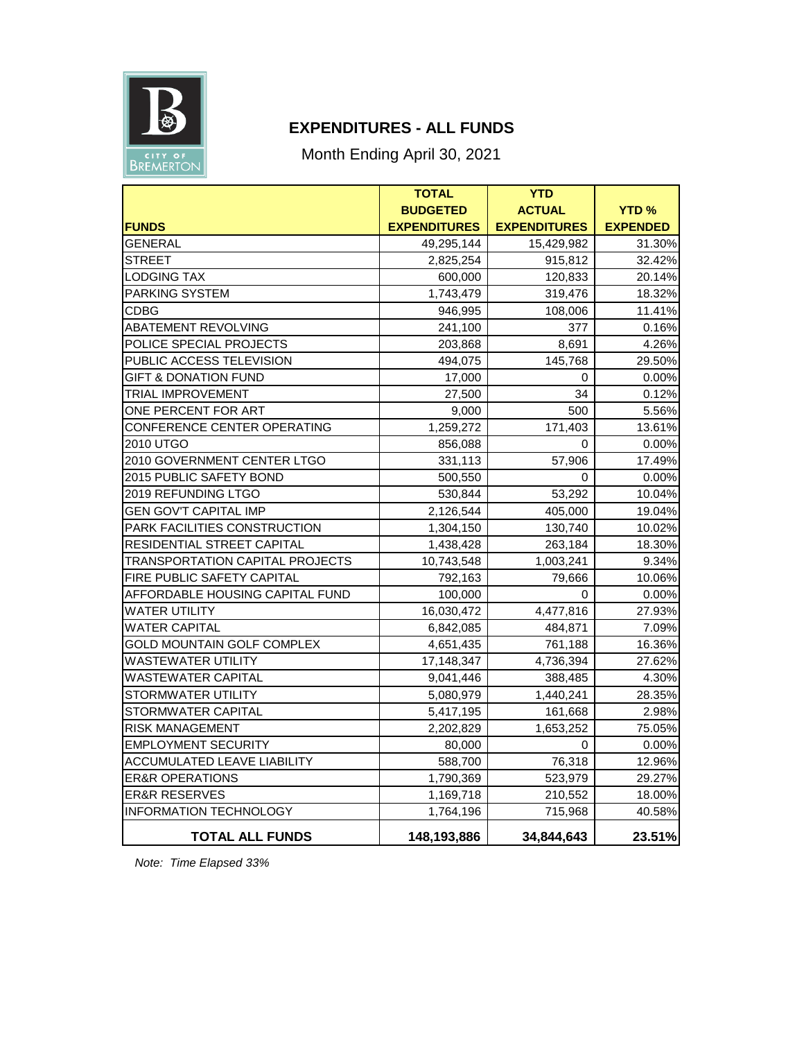# EXPENDITURES - ALL FUNDS

Month Ending April 30, 2021

| FUNDS | TOTAL BUDGETED EXPENDITURES | YTD ACTUAL EXPENDITURES | YTD % EXPENDED |
|---|---|---|---|
| GENERAL | 49,295,144 | 15,429,982 | 31.30% |
| STREET | 2,825,254 | 915,812 | 32.42% |
| LODGING TAX | 600,000 | 120,833 | 20.14% |
| PARKING SYSTEM | 1,743,479 | 319,476 | 18.32% |
| CDBG | 946,995 | 108,006 | 11.41% |
| ABATEMENT REVOLVING | 241,100 | 377 | 0.16% |
| POLICE SPECIAL PROJECTS | 203,868 | 8,691 | 4.26% |
| PUBLIC ACCESS TELEVISION | 494,075 | 145,768 | 29.50% |
| GIFT & DONATION FUND | 17,000 | 0 | 0.00% |
| TRIAL IMPROVEMENT | 27,500 | 34 | 0.12% |
| ONE PERCENT FOR ART | 9,000 | 500 | 5.56% |
| CONFERENCE CENTER OPERATING | 1,259,272 | 171,403 | 13.61% |
| 2010 UTGO | 856,088 | 0 | 0.00% |
| 2010 GOVERNMENT CENTER LTGO | 331,113 | 57,906 | 17.49% |
| 2015 PUBLIC SAFETY BOND | 500,550 | 0 | 0.00% |
| 2019 REFUNDING LTGO | 530,844 | 53,292 | 10.04% |
| GEN GOV'T CAPITAL IMP | 2,126,544 | 405,000 | 19.04% |
| PARK FACILITIES CONSTRUCTION | 1,304,150 | 130,740 | 10.02% |
| RESIDENTIAL STREET CAPITAL | 1,438,428 | 263,184 | 18.30% |
| TRANSPORTATION CAPITAL PROJECTS | 10,743,548 | 1,003,241 | 9.34% |
| FIRE PUBLIC SAFETY CAPITAL | 792,163 | 79,666 | 10.06% |
| AFFORDABLE HOUSING CAPITAL FUND | 100,000 | 0 | 0.00% |
| WATER UTILITY | 16,030,472 | 4,477,816 | 27.93% |
| WATER CAPITAL | 6,842,085 | 484,871 | 7.09% |
| GOLD MOUNTAIN GOLF COMPLEX | 4,651,435 | 761,188 | 16.36% |
| WASTEWATER UTILITY | 17,148,347 | 4,736,394 | 27.62% |
| WASTEWATER CAPITAL | 9,041,446 | 388,485 | 4.30% |
| STORMWATER UTILITY | 5,080,979 | 1,440,241 | 28.35% |
| STORMWATER CAPITAL | 5,417,195 | 161,668 | 2.98% |
| RISK MANAGEMENT | 2,202,829 | 1,653,252 | 75.05% |
| EMPLOYMENT SECURITY | 80,000 | 0 | 0.00% |
| ACCUMULATED LEAVE LIABILITY | 588,700 | 76,318 | 12.96% |
| ER&R OPERATIONS | 1,790,369 | 523,979 | 29.27% |
| ER&R RESERVES | 1,169,718 | 210,552 | 18.00% |
| INFORMATION TECHNOLOGY | 1,764,196 | 715,968 | 40.58% |
| **TOTAL ALL FUNDS** | **148,193,886** | **34,844,643** | **23.51%** |

*Note: Time Elapsed 33%*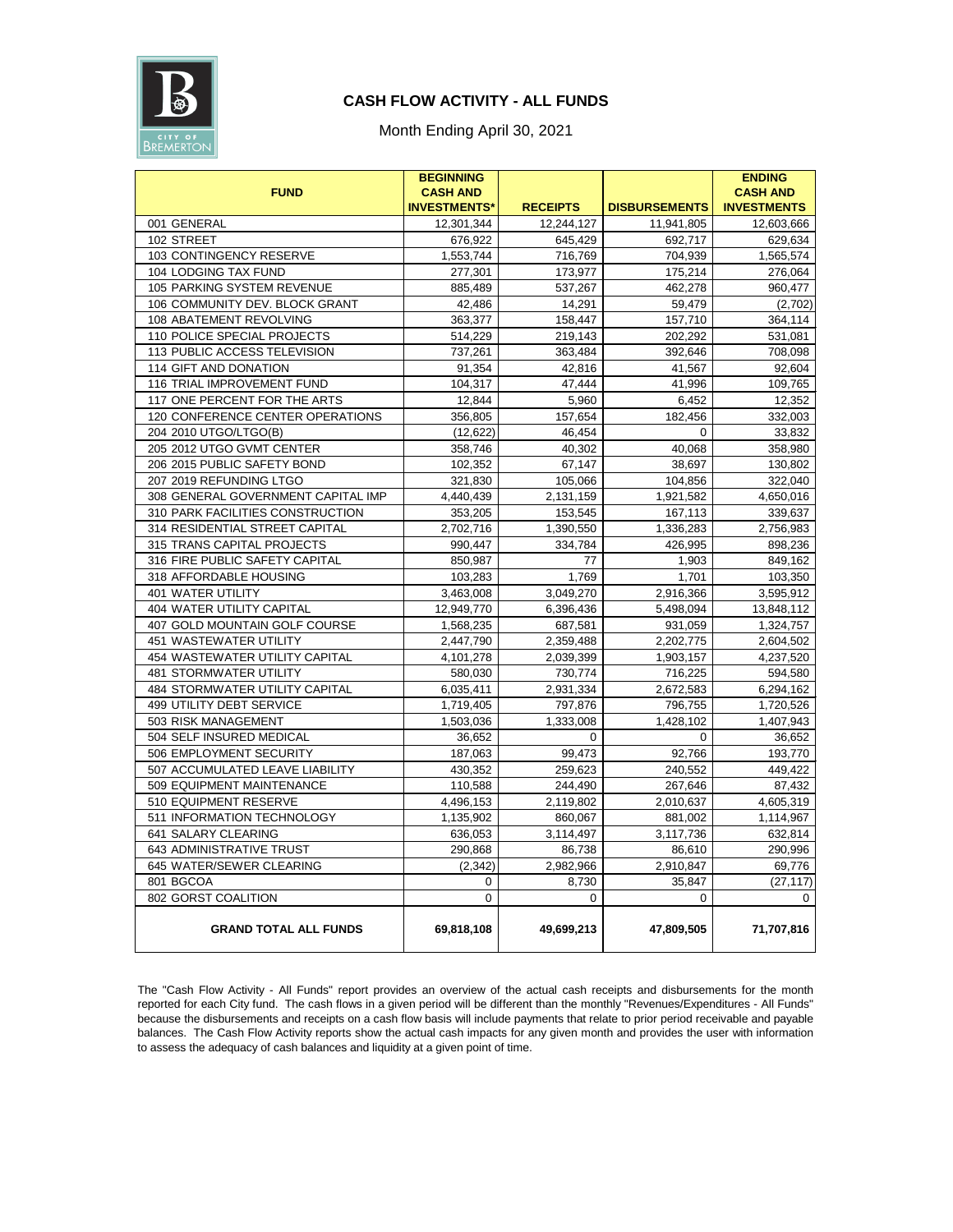CITY OF BREMERTON

## CASH FLOW ACTIVITY - ALL FUNDS

Month Ending April 30, 2021

| FUND | BEGINNING CASH AND INVESTMENTS* | RECEIPTS | DISBURSEMENTS | ENDING CASH AND INVESTMENTS |
|---|---|---|---|---|
| 001 GENERAL | 12,301,344 | 12,244,127 | 11,941,805 | 12,603,666 |
| 102 STREET | 676,922 | 645,429 | 692,717 | 629,634 |
| 103 CONTINGENCY RESERVE | 1,553,744 | 716,769 | 704,939 | 1,565,574 |
| 104 LODGING TAX FUND | 277,301 | 173,977 | 175,214 | 276,064 |
| 105 PARKING SYSTEM REVENUE | 885,489 | 537,267 | 462,278 | 960,477 |
| 106 COMMUNITY DEV. BLOCK GRANT | 42,486 | 14,291 | 59,479 | (2,702) |
| 108 ABATEMENT REVOLVING | 363,377 | 158,447 | 157,710 | 364,114 |
| 110 POLICE SPECIAL PROJECTS | 514,229 | 219,143 | 202,292 | 531,081 |
| 113 PUBLIC ACCESS TELEVISION | 737,261 | 363,484 | 392,646 | 708,098 |
| 114 GIFT AND DONATION | 91,354 | 42,816 | 41,567 | 92,604 |
| 116 TRIAL IMPROVEMENT FUND | 104,317 | 47,444 | 41,996 | 109,765 |
| 117 ONE PERCENT FOR THE ARTS | 12,844 | 5,960 | 6,452 | 12,352 |
| 120 CONFERENCE CENTER OPERATIONS | 356,805 | 157,654 | 182,456 | 332,003 |
| 204 2010 UTGO/LTGO(B) | (12,622) | 46,454 | 0 | 33,832 |
| 205 2012 UTGO GVMT CENTER | 358,746 | 40,302 | 40,068 | 358,980 |
| 206 2015 PUBLIC SAFETY BOND | 102,352 | 67,147 | 38,697 | 130,802 |
| 207 2019 REFUNDING LTGO | 321,830 | 105,066 | 104,856 | 322,040 |
| 308 GENERAL GOVERNMENT CAPITAL IMP | 4,440,439 | 2,131,159 | 1,921,582 | 4,650,016 |
| 310 PARK FACILITIES CONSTRUCTION | 353,205 | 153,545 | 167,113 | 339,637 |
| 314 RESIDENTIAL STREET CAPITAL | 2,702,716 | 1,390,550 | 1,336,283 | 2,756,983 |
| 315 TRANS CAPITAL PROJECTS | 990,447 | 334,784 | 426,995 | 898,236 |
| 316 FIRE PUBLIC SAFETY CAPITAL | 850,987 | 77 | 1,903 | 849,162 |
| 318 AFFORDABLE HOUSING | 103,283 | 1,769 | 1,701 | 103,350 |
| 401 WATER UTILITY | 3,463,008 | 3,049,270 | 2,916,366 | 3,595,912 |
| 404 WATER UTILITY CAPITAL | 12,949,770 | 6,396,436 | 5,498,094 | 13,848,112 |
| 407 GOLD MOUNTAIN GOLF COURSE | 1,568,235 | 687,581 | 931,059 | 1,324,757 |
| 451 WASTEWATER UTILITY | 2,447,790 | 2,359,488 | 2,202,775 | 2,604,502 |
| 454 WASTEWATER UTILITY CAPITAL | 4,101,278 | 2,039,399 | 1,903,157 | 4,237,520 |
| 481 STORMWATER UTILITY | 580,030 | 730,774 | 716,225 | 594,580 |
| 484 STORMWATER UTILITY CAPITAL | 6,035,411 | 2,931,334 | 2,672,583 | 6,294,162 |
| 499 UTILITY DEBT SERVICE | 1,719,405 | 797,876 | 796,755 | 1,720,526 |
| 503 RISK MANAGEMENT | 1,503,036 | 1,333,008 | 1,428,102 | 1,407,943 |
| 504 SELF INSURED MEDICAL | 36,652 | 0 | 0 | 36,652 |
| 506 EMPLOYMENT SECURITY | 187,063 | 99,473 | 92,766 | 193,770 |
| 507 ACCUMULATED LEAVE LIABILITY | 430,352 | 259,623 | 240,552 | 449,422 |
| 509 EQUIPMENT MAINTENANCE | 110,588 | 244,490 | 267,646 | 87,432 |
| 510 EQUIPMENT RESERVE | 4,496,153 | 2,119,802 | 2,010,637 | 4,605,319 |
| 511 INFORMATION TECHNOLOGY | 1,135,902 | 860,067 | 881,002 | 1,114,967 |
| 641 SALARY CLEARING | 636,053 | 3,114,497 | 3,117,736 | 632,814 |
| 643 ADMINISTRATIVE TRUST | 290,868 | 86,738 | 86,610 | 290,996 |
| 645 WATER/SEWER CLEARING | (2,342) | 2,982,966 | 2,910,847 | 69,776 |
| 801 BGCOA | 0 | 8,730 | 35,847 | (27,117) |
| 802 GORST COALITION | 0 | 0 | 0 | 0 |
| **GRAND TOTAL ALL FUNDS** | **69,818,108** | **49,699,213** | **47,809,505** | **71,707,816** |

The "Cash Flow Activity - All Funds" report provides an overview of the actual cash receipts and disbursements for the month reported for each City fund. The cash flows in a given period will be different than the monthly "Revenues/Expenditures - All Funds" because the disbursements and receipts on a cash flow basis will include payments that relate to prior period receivable and payable balances. The Cash Flow Activity reports show the actual cash impacts for any given month and provides the user with information to assess the adequacy of cash balances and liquidity at a given point of time.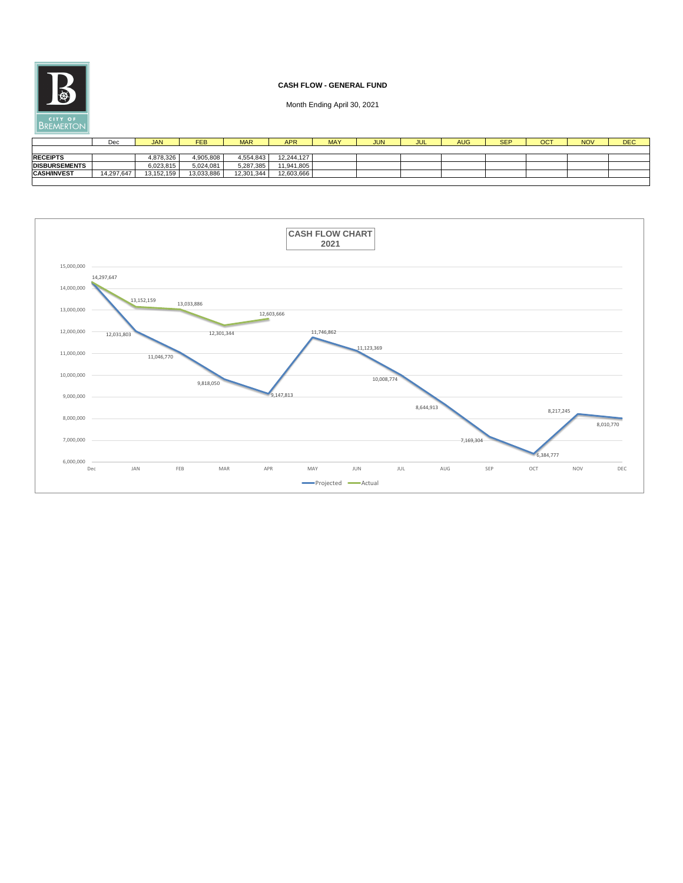**CASH FLOW - GENERAL FUND**

Month Ending April 30, 2021

| | Dec | JAN | FEB | MAR | APR | MAY | JUN | JUL | AUG | SEP | OCT | NOV | DEC |
|---|---|---|---|---|---|---|---|---|---|---|---|---|---|
| **RECEIPTS** | | 4,878,326 | 4,905,808 | 4,554,843 | 12,244,127 | | | | | | | | |
| **DISBURSEMENTS** | | 6,023,815 | 5,024,081 | 5,287,385 | 11,941,805 | | | | | | | | |
| **CASH/INVEST** | 14,297,647 | 13,152,159 | 13,033,886 | 12,301,344 | 12,603,666 | | | | | | | | |

**CASH FLOW CHART 2021**

| | Dec | JAN | FEB | MAR | APR | MAY | JUN | JUL | AUG | SEP | OCT | NOV | DEC |
|---|---|---|---|---|---|---|---|---|---|---|---|---|---|
| Projected | 14,297,647 | 12,031,803 | 11,046,770 | 9,818,050 | 9,147,813 | 11,746,862 | 11,123,369 | 10,008,774 | 8,644,913 | 7,169,304 | 6,384,777 | 8,217,245 | 8,010,770 |
| Actual | 14,297,647 | 13,152,159 | 13,033,886 | 12,301,344 | 12,603,666 | | | | | | | | |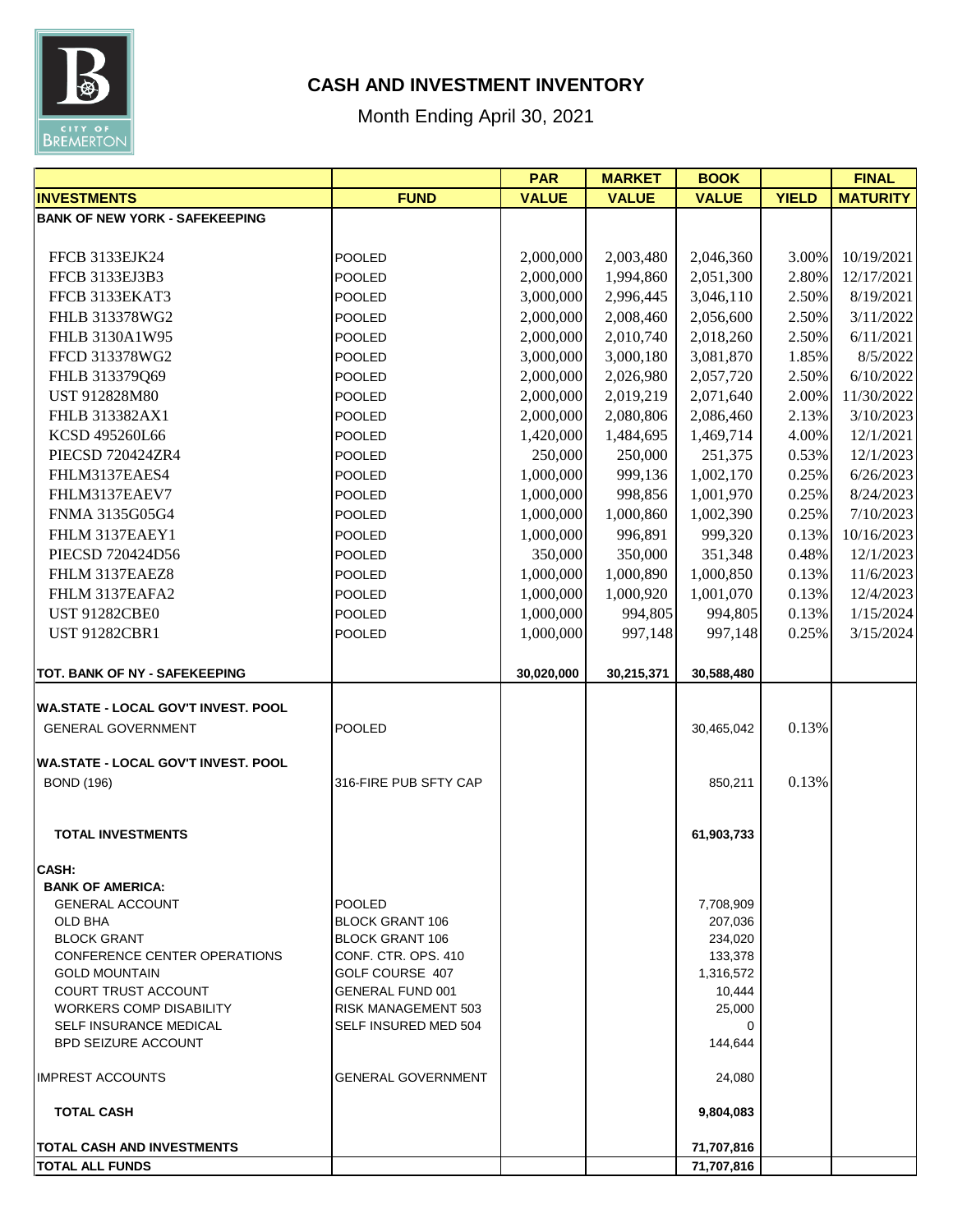CITY OF BREMERTON

## CASH AND INVESTMENT INVENTORY

Month Ending April 30, 2021

| INVESTMENTS | FUND | PAR VALUE | MARKET VALUE | BOOK VALUE | YIELD | FINAL MATURITY |
|---|---|---|---|---|---|---|
| **BANK OF NEW YORK - SAFEKEEPING** | | | | | | |
| FFCB 3133EJK24 | POOLED | 2,000,000 | 2,003,480 | 2,046,360 | 3.00% | 10/19/2021 |
| FFCB 3133EJ3B3 | POOLED | 2,000,000 | 1,994,860 | 2,051,300 | 2.80% | 12/17/2021 |
| FFCB 3133EKAT3 | POOLED | 3,000,000 | 2,996,445 | 3,046,110 | 2.50% | 8/19/2021 |
| FHLB 313378WG2 | POOLED | 2,000,000 | 2,008,460 | 2,056,600 | 2.50% | 3/11/2022 |
| FHLB 3130A1W95 | POOLED | 2,000,000 | 2,010,740 | 2,018,260 | 2.50% | 6/11/2021 |
| FFCD 313378WG2 | POOLED | 3,000,000 | 3,000,180 | 3,081,870 | 1.85% | 8/5/2022 |
| FHLB 313379Q69 | POOLED | 2,000,000 | 2,026,980 | 2,057,720 | 2.50% | 6/10/2022 |
| UST 912828M80 | POOLED | 2,000,000 | 2,019,219 | 2,071,640 | 2.00% | 11/30/2022 |
| FHLB 313382AX1 | POOLED | 2,000,000 | 2,080,806 | 2,086,460 | 2.13% | 3/10/2023 |
| KCSD 495260L66 | POOLED | 1,420,000 | 1,484,695 | 1,469,714 | 4.00% | 12/1/2021 |
| PIECSD 720424ZR4 | POOLED | 250,000 | 250,000 | 251,375 | 0.53% | 12/1/2023 |
| FHLM3137EAES4 | POOLED | 1,000,000 | 999,136 | 1,002,170 | 0.25% | 6/26/2023 |
| FHLM3137EAEV7 | POOLED | 1,000,000 | 998,856 | 1,001,970 | 0.25% | 8/24/2023 |
| FNMA 3135G05G4 | POOLED | 1,000,000 | 1,000,860 | 1,002,390 | 0.25% | 7/10/2023 |
| FHLM 3137EAEY1 | POOLED | 1,000,000 | 996,891 | 999,320 | 0.13% | 10/16/2023 |
| PIECSD 720424D56 | POOLED | 350,000 | 350,000 | 351,348 | 0.48% | 12/1/2023 |
| FHLM 3137EAEZ8 | POOLED | 1,000,000 | 1,000,890 | 1,000,850 | 0.13% | 11/6/2023 |
| FHLM 3137EAFA2 | POOLED | 1,000,000 | 1,000,920 | 1,001,070 | 0.13% | 12/4/2023 |
| UST 91282CBE0 | POOLED | 1,000,000 | 994,805 | 994,805 | 0.13% | 1/15/2024 |
| UST 91282CBR1 | POOLED | 1,000,000 | 997,148 | 997,148 | 0.25% | 3/15/2024 |
| **TOT. BANK OF NY - SAFEKEEPING** | | **30,020,000** | **30,215,371** | **30,588,480** | | |
| **WA.STATE - LOCAL GOV'T INVEST. POOL** | | | | | | |
| GENERAL GOVERNMENT | POOLED | | | 30,465,042 | 0.13% | |
| **WA.STATE - LOCAL GOV'T INVEST. POOL** | | | | | | |
| BOND (196) | 316-FIRE PUB SFTY CAP | | | 850,211 | 0.13% | |
| **TOTAL INVESTMENTS** | | | | **61,903,733** | | |
| **CASH:** | | | | | | |
| **BANK OF AMERICA:** | | | | | | |
| GENERAL ACCOUNT | POOLED | | | 7,708,909 | | |
| OLD BHA | BLOCK GRANT 106 | | | 207,036 | | |
| BLOCK GRANT | BLOCK GRANT 106 | | | 234,020 | | |
| CONFERENCE CENTER OPERATIONS | CONF. CTR. OPS. 410 | | | 133,378 | | |
| GOLD MOUNTAIN | GOLF COURSE 407 | | | 1,316,572 | | |
| COURT TRUST ACCOUNT | GENERAL FUND 001 | | | 10,444 | | |
| WORKERS COMP DISABILITY | RISK MANAGEMENT 503 | | | 25,000 | | |
| SELF INSURANCE MEDICAL | SELF INSURED MED 504 | | | 0 | | |
| BPD SEIZURE ACCOUNT | | | | 144,644 | | |
| IMPREST ACCOUNTS | GENERAL GOVERNMENT | | | 24,080 | | |
| **TOTAL CASH** | | | | **9,804,083** | | |
| **TOTAL CASH AND INVESTMENTS** | | | | **71,707,816** | | |
| **TOTAL ALL FUNDS** | | | | **71,707,816** | | |